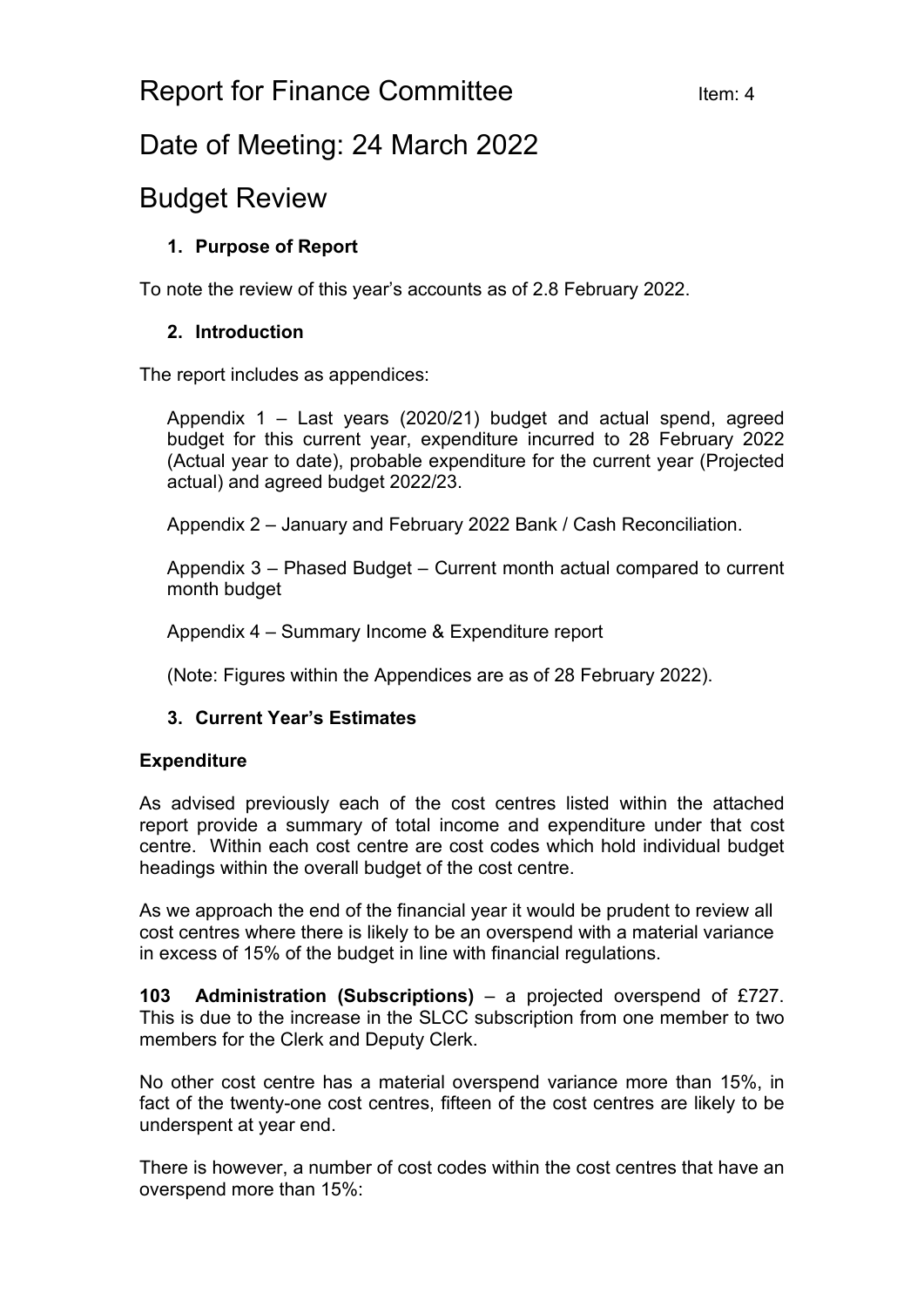# Report for Finance Committee

Item: 4

# Date of Meeting: 24 March 2022

# Budget Review

## 1. Purpose of Report

To note the review of this year's accounts as of 2.8 February 2022.

## 2. Introduction

The report includes as appendices:

Appendix 1 – Last years (2020/21) budget and actual spend, agreed budget for this current year, expenditure incurred to 28 February 2022 (Actual year to date), probable expenditure for the current year (Projected actual) and agreed budget 2022/23.

Appendix 2 – January and February 2022 Bank / Cash Reconciliation.

Appendix 3 – Phased Budget – Current month actual compared to current month budget

Appendix 4 – Summary Income & Expenditure report

(Note: Figures within the Appendices are as of 28 February 2022).

## 3. Current Year's Estimates

**Expenditure**

As advised previously each of the cost centres listed within the attached report provide a summary of total income and expenditure under that cost centre. Within each cost centre are cost codes which hold individual budget headings within the overall budget of the cost centre.

As we approach the end of the financial year it would be prudent to review all cost centres where there is likely to be an overspend with a material variance in excess of 15% of the budget in line with financial regulations.

**103 Administration (Subscriptions)** – a projected overspend of £727. This is due to the increase in the SLCC subscription from one member to two members for the Clerk and Deputy Clerk.

No other cost centre has a material overspend variance more than 15%, in fact of the twenty-one cost centres, fifteen of the cost centres are likely to be underspent at year end.

There is however, a number of cost codes within the cost centres that have an overspend more than 15%: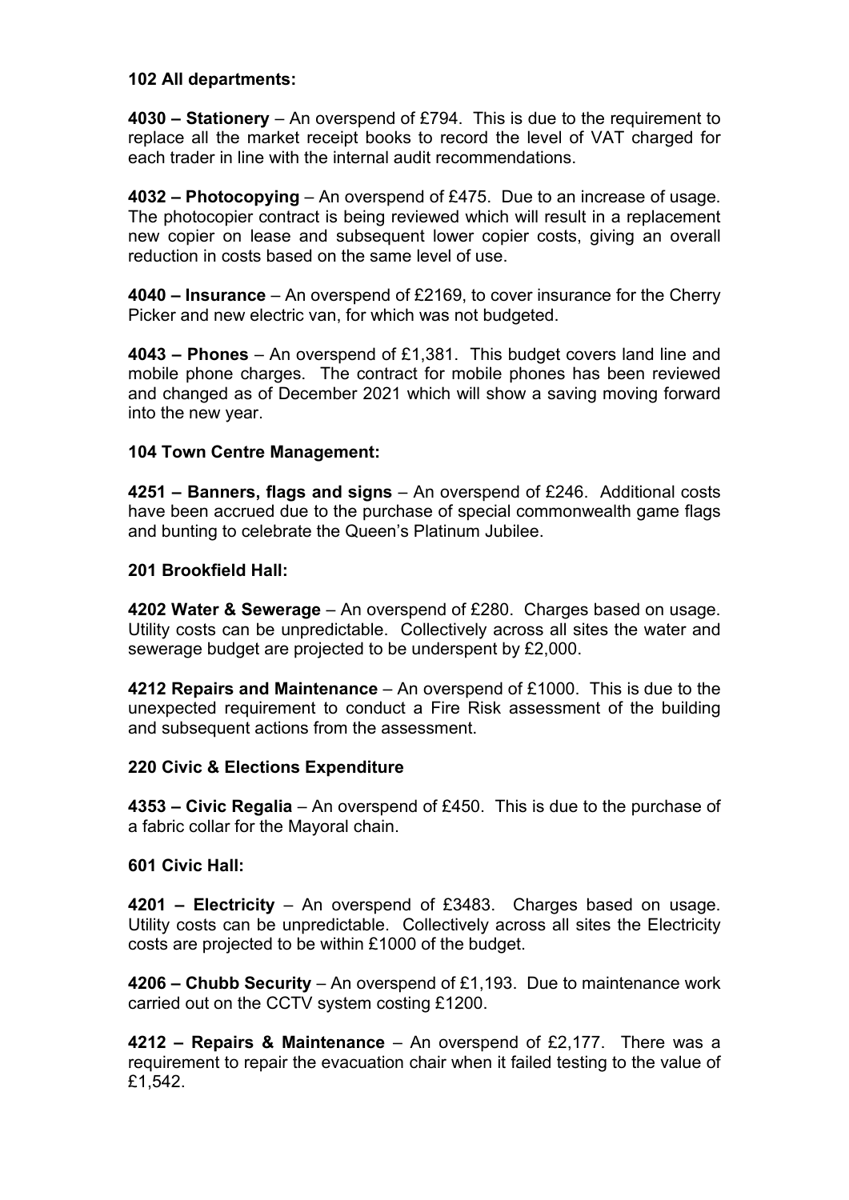**102 All departments:**

**4030 – Stationery** – An overspend of £794. This is due to the requirement to replace all the market receipt books to record the level of VAT charged for each trader in line with the internal audit recommendations.

**4032 – Photocopying** – An overspend of £475. Due to an increase of usage. The photocopier contract is being reviewed which will result in a replacement new copier on lease and subsequent lower copier costs, giving an overall reduction in costs based on the same level of use.

**4040 – Insurance** – An overspend of £2169, to cover insurance for the Cherry Picker and new electric van, for which was not budgeted.

**4043 – Phones** – An overspend of £1,381. This budget covers land line and mobile phone charges. The contract for mobile phones has been reviewed and changed as of December 2021 which will show a saving moving forward into the new year.

**104 Town Centre Management:**

**4251 – Banners, flags and signs** – An overspend of £246. Additional costs have been accrued due to the purchase of special commonwealth game flags and bunting to celebrate the Queen's Platinum Jubilee.

**201 Brookfield Hall:**

**4202 Water & Sewerage** – An overspend of £280. Charges based on usage. Utility costs can be unpredictable. Collectively across all sites the water and sewerage budget are projected to be underspent by £2,000.

**4212 Repairs and Maintenance** – An overspend of £1000. This is due to the unexpected requirement to conduct a Fire Risk assessment of the building and subsequent actions from the assessment.

**220 Civic & Elections Expenditure**

**4353 – Civic Regalia** – An overspend of £450. This is due to the purchase of a fabric collar for the Mayoral chain.

**601 Civic Hall:**

**4201 – Electricity** – An overspend of £3483. Charges based on usage. Utility costs can be unpredictable. Collectively across all sites the Electricity costs are projected to be within £1000 of the budget.

**4206 – Chubb Security** – An overspend of £1,193. Due to maintenance work carried out on the CCTV system costing £1200.

**4212 – Repairs & Maintenance** – An overspend of £2,177. There was a requirement to repair the evacuation chair when it failed testing to the value of £1,542.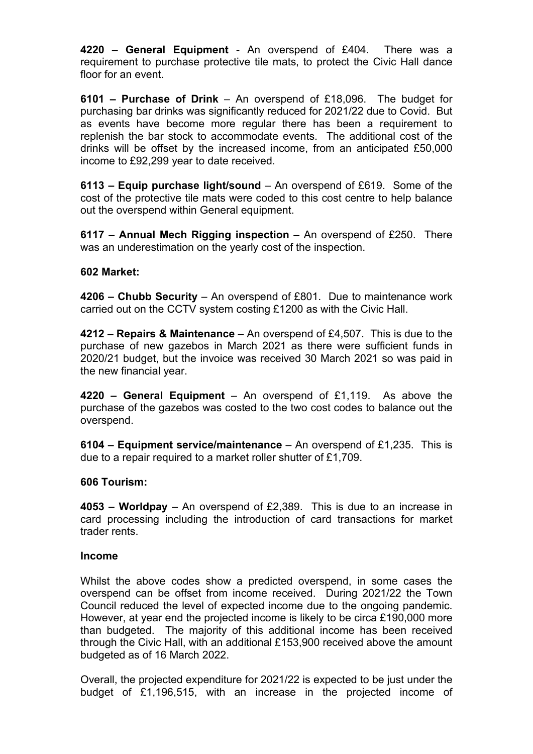**4220 – General Equipment** - An overspend of £404. There was a requirement to purchase protective tile mats, to protect the Civic Hall dance floor for an event.

**6101 – Purchase of Drink** – An overspend of £18,096. The budget for purchasing bar drinks was significantly reduced for 2021/22 due to Covid. But as events have become more regular there has been a requirement to replenish the bar stock to accommodate events. The additional cost of the drinks will be offset by the increased income, from an anticipated £50,000 income to £92,299 year to date received.

**6113 – Equip purchase light/sound** – An overspend of £619. Some of the cost of the protective tile mats were coded to this cost centre to help balance out the overspend within General equipment.

**6117 – Annual Mech Rigging inspection** – An overspend of £250. There was an underestimation on the yearly cost of the inspection.

**602 Market:**

**4206 – Chubb Security** – An overspend of £801. Due to maintenance work carried out on the CCTV system costing £1200 as with the Civic Hall.

**4212 – Repairs & Maintenance** – An overspend of £4,507. This is due to the purchase of new gazebos in March 2021 as there were sufficient funds in 2020/21 budget, but the invoice was received 30 March 2021 so was paid in the new financial year.

**4220 – General Equipment** – An overspend of £1,119. As above the purchase of the gazebos was costed to the two cost codes to balance out the overspend.

**6104 – Equipment service/maintenance** – An overspend of £1,235. This is due to a repair required to a market roller shutter of £1,709.

**606 Tourism:**

**4053 – Worldpay** – An overspend of £2,389. This is due to an increase in card processing including the introduction of card transactions for market trader rents.

**Income**

Whilst the above codes show a predicted overspend, in some cases the overspend can be offset from income received. During 2021/22 the Town Council reduced the level of expected income due to the ongoing pandemic. However, at year end the projected income is likely to be circa £190,000 more than budgeted. The majority of this additional income has been received through the Civic Hall, with an additional £153,900 received above the amount budgeted as of 16 March 2022.

Overall, the projected expenditure for 2021/22 is expected to be just under the budget of £1,196,515, with an increase in the projected income of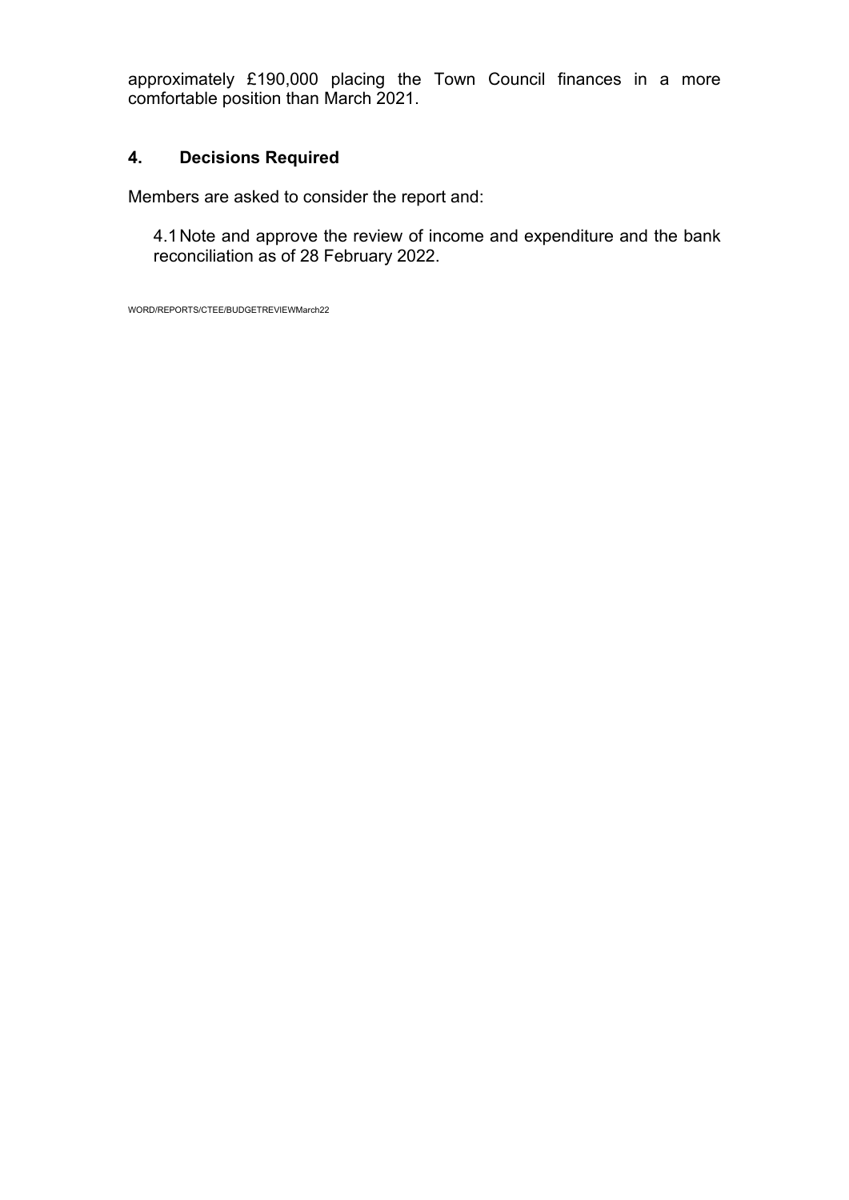approximately £190,000 placing the Town Council finances in a more comfortable position than March 2021.

## 4. Decisions Required

Members are asked to consider the report and:

4.1 Note and approve the review of income and expenditure and the bank reconciliation as of 28 February 2022.

WORD/REPORTS/CTEE/BUDGETREVIEWMarch22